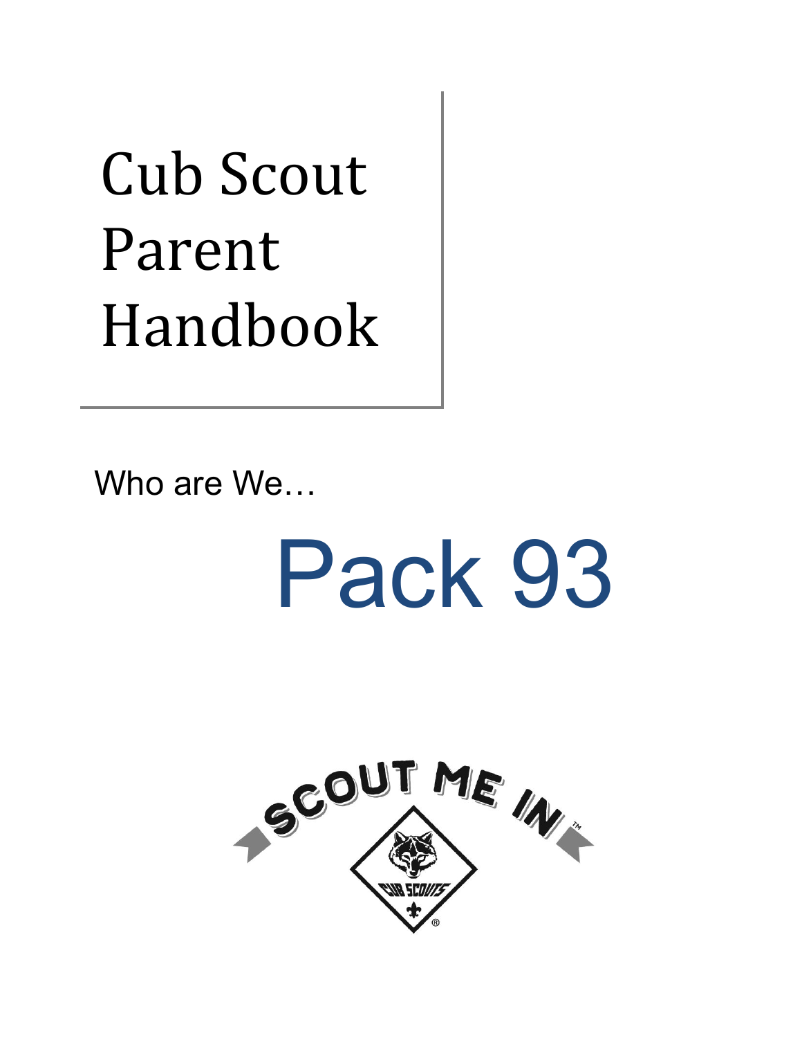# Cub Scout Parent Handbook

Who are We…

# Pack 93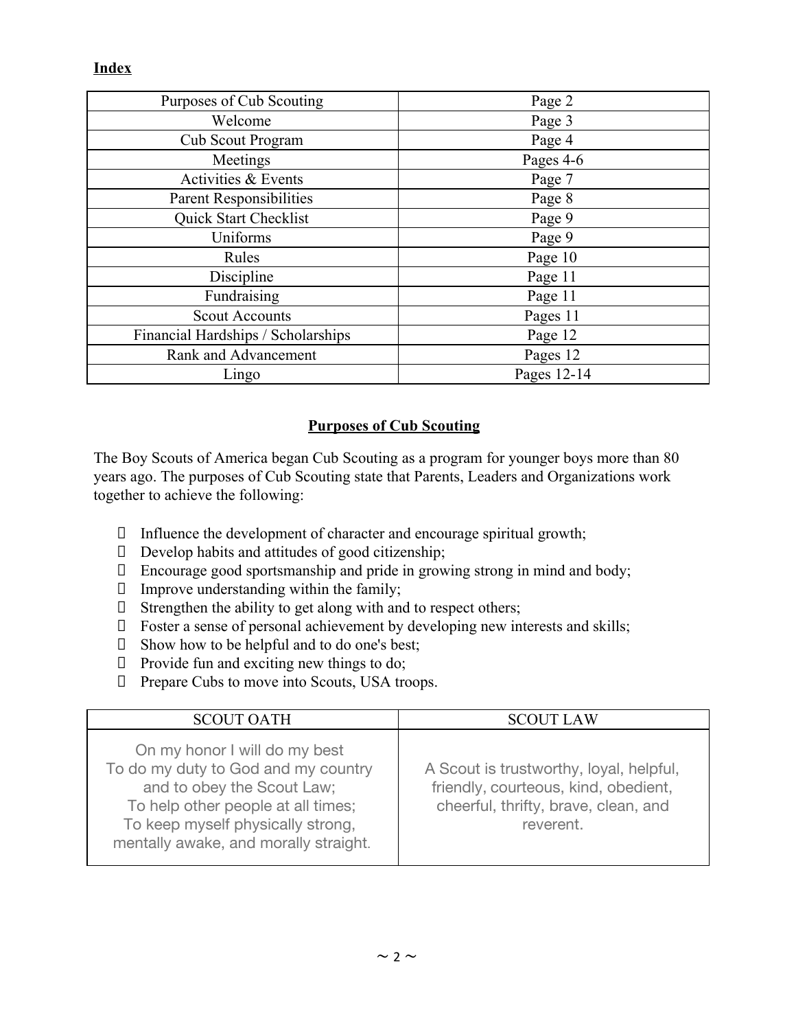**Index**

| Purposes of Cub Scouting | Page 2 |
| --- | --- |
| Welcome | Page 3 |
| Cub Scout Program | Page 4 |
| Meetings | Pages 4-6 |
| Activities & Events | Page 7 |
| Parent Responsibilities | Page 8 |
| Quick Start Checklist | Page 9 |
| Uniforms | Page 9 |
| Rules | Page 10 |
| Discipline | Page 11 |
| Fundraising | Page 11 |
| Scout Accounts | Pages 11 |
| Financial Hardships / Scholarships | Page 12 |
| Rank and Advancement | Pages 12 |
| Lingo | Pages 12-14 |

## Purposes of Cub Scouting

The Boy Scouts of America began Cub Scouting as a program for younger boys more than 80 years ago. The purposes of Cub Scouting state that Parents, Leaders and Organizations work together to achieve the following:

- Influence the development of character and encourage spiritual growth;
- Develop habits and attitudes of good citizenship;
- Encourage good sportsmanship and pride in growing strong in mind and body;
- Improve understanding within the family;
- Strengthen the ability to get along with and to respect others;
- Foster a sense of personal achievement by developing new interests and skills;
- Show how to be helpful and to do one's best;
- Provide fun and exciting new things to do;
- Prepare Cubs to move into Scouts, USA troops.

| SCOUT OATH | SCOUT LAW |
| --- | --- |
| On my honor I will do my best<br>To do my duty to God and my country<br>and to obey the Scout Law;<br>To help other people at all times;<br>To keep myself physically strong,<br>mentally awake, and morally straight. | A Scout is trustworthy, loyal, helpful, friendly, courteous, kind, obedient, cheerful, thrifty, brave, clean, and reverent. |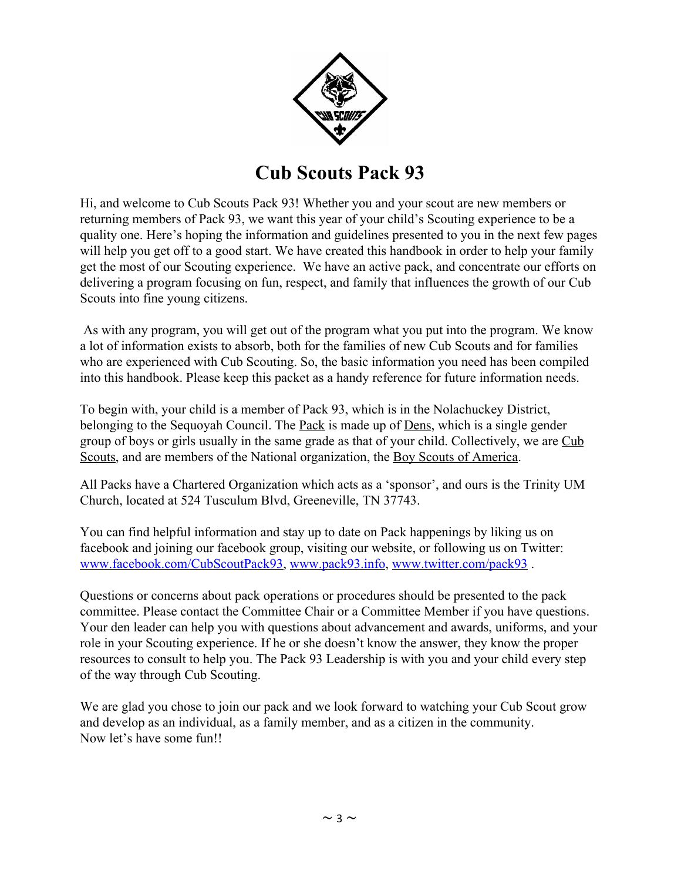# Cub Scouts Pack 93

Hi, and welcome to Cub Scouts Pack 93! Whether you and your scout are new members or returning members of Pack 93, we want this year of your child's Scouting experience to be a quality one. Here's hoping the information and guidelines presented to you in the next few pages will help you get off to a good start. We have created this handbook in order to help your family get the most of our Scouting experience. We have an active pack, and concentrate our efforts on delivering a program focusing on fun, respect, and family that influences the growth of our Cub Scouts into fine young citizens.

As with any program, you will get out of the program what you put into the program. We know a lot of information exists to absorb, both for the families of new Cub Scouts and for families who are experienced with Cub Scouting. So, the basic information you need has been compiled into this handbook. Please keep this packet as a handy reference for future information needs.

To begin with, your child is a member of Pack 93, which is in the Nolachuckey District, belonging to the Sequoyah Council. The Pack is made up of Dens, which is a single gender group of boys or girls usually in the same grade as that of your child. Collectively, we are Cub Scouts, and are members of the National organization, the Boy Scouts of America.

All Packs have a Chartered Organization which acts as a 'sponsor', and ours is the Trinity UM Church, located at 524 Tusculum Blvd, Greeneville, TN 37743.

You can find helpful information and stay up to date on Pack happenings by liking us on facebook and joining our facebook group, visiting our website, or following us on Twitter: www.facebook.com/CubScoutPack93, www.pack93.info, www.twitter.com/pack93 .

Questions or concerns about pack operations or procedures should be presented to the pack committee. Please contact the Committee Chair or a Committee Member if you have questions. Your den leader can help you with questions about advancement and awards, uniforms, and your role in your Scouting experience. If he or she doesn't know the answer, they know the proper resources to consult to help you. The Pack 93 Leadership is with you and your child every step of the way through Cub Scouting.

We are glad you chose to join our pack and we look forward to watching your Cub Scout grow and develop as an individual, as a family member, and as a citizen in the community.
Now let's have some fun!!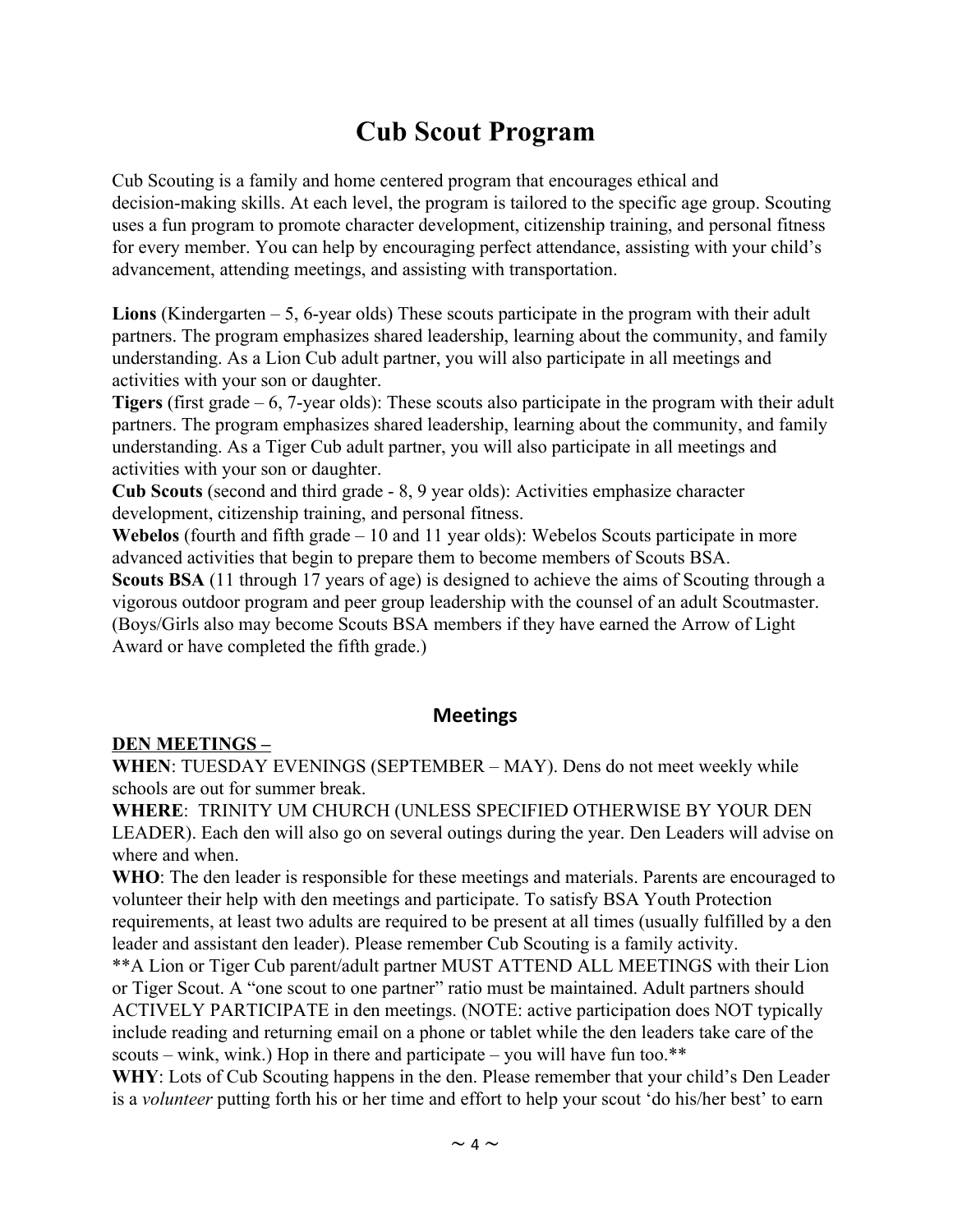# Cub Scout Program

Cub Scouting is a family and home centered program that encourages ethical and decision-making skills. At each level, the program is tailored to the specific age group. Scouting uses a fun program to promote character development, citizenship training, and personal fitness for every member. You can help by encouraging perfect attendance, assisting with your child's advancement, attending meetings, and assisting with transportation.

**Lions** (Kindergarten – 5, 6-year olds) These scouts participate in the program with their adult partners. The program emphasizes shared leadership, learning about the community, and family understanding. As a Lion Cub adult partner, you will also participate in all meetings and activities with your son or daughter.
**Tigers** (first grade – 6, 7-year olds): These scouts also participate in the program with their adult partners. The program emphasizes shared leadership, learning about the community, and family understanding. As a Tiger Cub adult partner, you will also participate in all meetings and activities with your son or daughter.
**Cub Scouts** (second and third grade - 8, 9 year olds): Activities emphasize character development, citizenship training, and personal fitness.
**Webelos** (fourth and fifth grade – 10 and 11 year olds): Webelos Scouts participate in more advanced activities that begin to prepare them to become members of Scouts BSA.
**Scouts BSA** (11 through 17 years of age) is designed to achieve the aims of Scouting through a vigorous outdoor program and peer group leadership with the counsel of an adult Scoutmaster. (Boys/Girls also may become Scouts BSA members if they have earned the Arrow of Light Award or have completed the fifth grade.)

## Meetings

**DEN MEETINGS –**

**WHEN**: TUESDAY EVENINGS (SEPTEMBER – MAY). Dens do not meet weekly while schools are out for summer break.
**WHERE**: TRINITY UM CHURCH (UNLESS SPECIFIED OTHERWISE BY YOUR DEN LEADER). Each den will also go on several outings during the year. Den Leaders will advise on where and when.
**WHO**: The den leader is responsible for these meetings and materials. Parents are encouraged to volunteer their help with den meetings and participate. To satisfy BSA Youth Protection requirements, at least two adults are required to be present at all times (usually fulfilled by a den leader and assistant den leader). Please remember Cub Scouting is a family activity.
\*\*A Lion or Tiger Cub parent/adult partner MUST ATTEND ALL MEETINGS with their Lion or Tiger Scout. A "one scout to one partner" ratio must be maintained. Adult partners should ACTIVELY PARTICIPATE in den meetings. (NOTE: active participation does NOT typically include reading and returning email on a phone or tablet while the den leaders take care of the scouts – wink, wink.) Hop in there and participate – you will have fun too.\*\*
**WHY**: Lots of Cub Scouting happens in the den. Please remember that your child's Den Leader is a *volunteer* putting forth his or her time and effort to help your scout 'do his/her best' to earn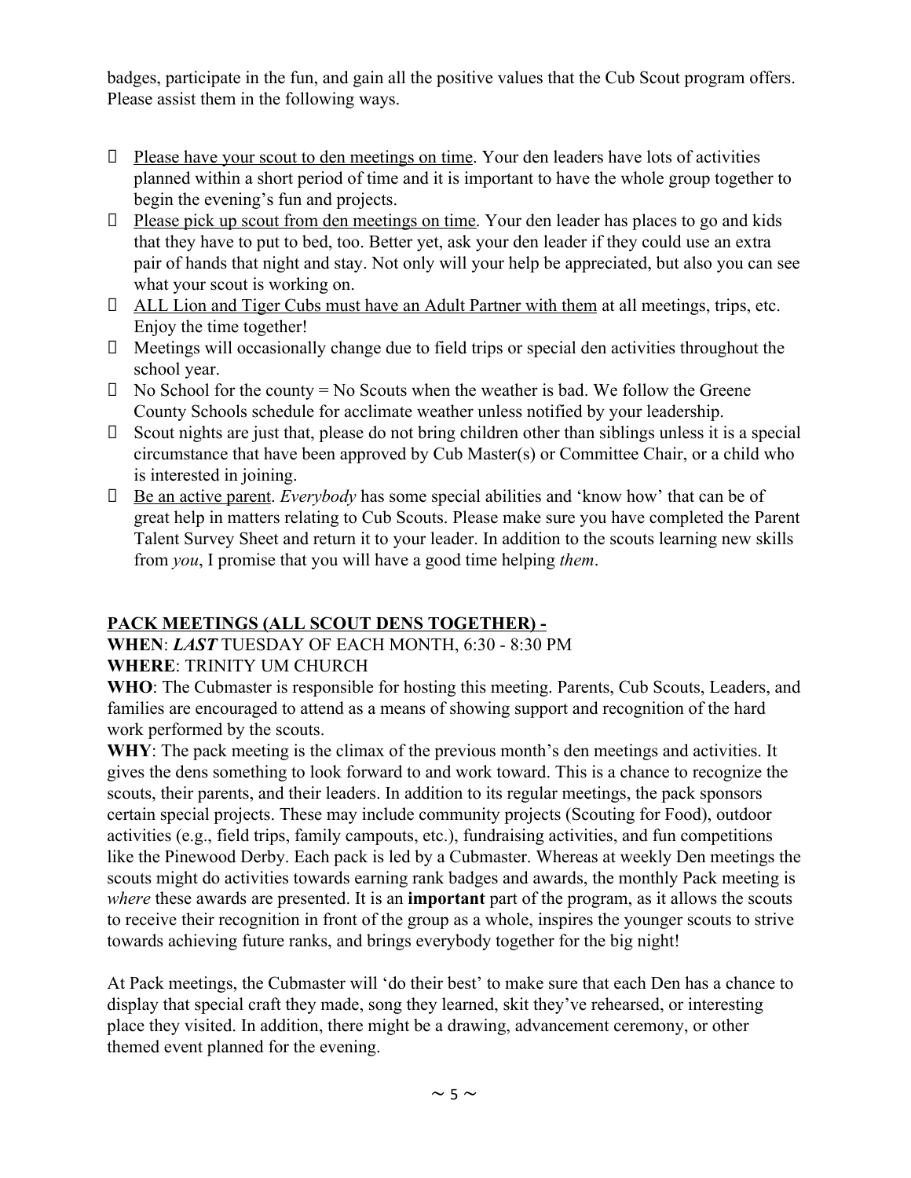badges, participate in the fun, and gain all the positive values that the Cub Scout program offers. Please assist them in the following ways.

- Please have your scout to den meetings on time. Your den leaders have lots of activities planned within a short period of time and it is important to have the whole group together to begin the evening's fun and projects.
- Please pick up scout from den meetings on time. Your den leader has places to go and kids that they have to put to bed, too. Better yet, ask your den leader if they could use an extra pair of hands that night and stay. Not only will your help be appreciated, but also you can see what your scout is working on.
- ALL Lion and Tiger Cubs must have an Adult Partner with them at all meetings, trips, etc. Enjoy the time together!
- Meetings will occasionally change due to field trips or special den activities throughout the school year.
- No School for the county = No Scouts when the weather is bad. We follow the Greene County Schools schedule for acclimate weather unless notified by your leadership.
- Scout nights are just that, please do not bring children other than siblings unless it is a special circumstance that have been approved by Cub Master(s) or Committee Chair, or a child who is interested in joining.
- Be an active parent. *Everybody* has some special abilities and 'know how' that can be of great help in matters relating to Cub Scouts. Please make sure you have completed the Parent Talent Survey Sheet and return it to your leader. In addition to the scouts learning new skills from *you*, I promise that you will have a good time helping *them*.

**PACK MEETINGS (ALL SCOUT DENS TOGETHER) -**

**WHEN**: ***LAST*** TUESDAY OF EACH MONTH, 6:30 - 8:30 PM

**WHERE**: TRINITY UM CHURCH

**WHO**: The Cubmaster is responsible for hosting this meeting. Parents, Cub Scouts, Leaders, and families are encouraged to attend as a means of showing support and recognition of the hard work performed by the scouts.

**WHY**: The pack meeting is the climax of the previous month's den meetings and activities. It gives the dens something to look forward to and work toward. This is a chance to recognize the scouts, their parents, and their leaders. In addition to its regular meetings, the pack sponsors certain special projects. These may include community projects (Scouting for Food), outdoor activities (e.g., field trips, family campouts, etc.), fundraising activities, and fun competitions like the Pinewood Derby. Each pack is led by a Cubmaster. Whereas at weekly Den meetings the scouts might do activities towards earning rank badges and awards, the monthly Pack meeting is *where* these awards are presented. It is an **important** part of the program, as it allows the scouts to receive their recognition in front of the group as a whole, inspires the younger scouts to strive towards achieving future ranks, and brings everybody together for the big night!

At Pack meetings, the Cubmaster will 'do their best' to make sure that each Den has a chance to display that special craft they made, song they learned, skit they've rehearsed, or interesting place they visited. In addition, there might be a drawing, advancement ceremony, or other themed event planned for the evening.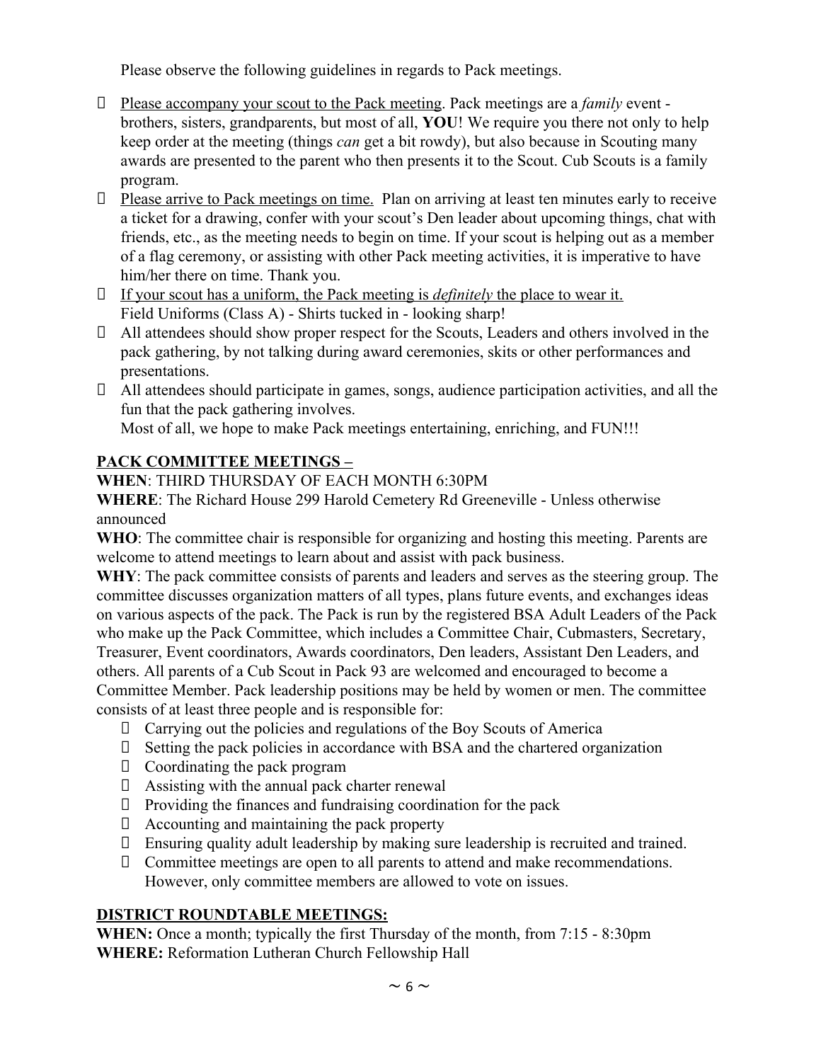Please observe the following guidelines in regards to Pack meetings.

- <u>Please accompany your scout to the Pack meeting</u>. Pack meetings are a *family* event - brothers, sisters, grandparents, but most of all, **YOU**! We require you there not only to help keep order at the meeting (things *can* get a bit rowdy), but also because in Scouting many awards are presented to the parent who then presents it to the Scout. Cub Scouts is a family program.
- <u>Please arrive to Pack meetings on time.</u> Plan on arriving at least ten minutes early to receive a ticket for a drawing, confer with your scout's Den leader about upcoming things, chat with friends, etc., as the meeting needs to begin on time. If your scout is helping out as a member of a flag ceremony, or assisting with other Pack meeting activities, it is imperative to have him/her there on time. Thank you.
- <u>If your scout has a uniform, the Pack meeting is *definitely* the place to wear it.</u>
  Field Uniforms (Class A) - Shirts tucked in - looking sharp!
- All attendees should show proper respect for the Scouts, Leaders and others involved in the pack gathering, by not talking during award ceremonies, skits or other performances and presentations.
- All attendees should participate in games, songs, audience participation activities, and all the fun that the pack gathering involves.
  Most of all, we hope to make Pack meetings entertaining, enriching, and FUN!!!

## <u>PACK COMMITTEE MEETINGS –</u>

**WHEN**: THIRD THURSDAY OF EACH MONTH 6:30PM
**WHERE**: The Richard House 299 Harold Cemetery Rd Greeneville - Unless otherwise announced
**WHO**: The committee chair is responsible for organizing and hosting this meeting. Parents are welcome to attend meetings to learn about and assist with pack business.
**WHY**: The pack committee consists of parents and leaders and serves as the steering group. The committee discusses organization matters of all types, plans future events, and exchanges ideas on various aspects of the pack. The Pack is run by the registered BSA Adult Leaders of the Pack who make up the Pack Committee, which includes a Committee Chair, Cubmasters, Secretary, Treasurer, Event coordinators, Awards coordinators, Den leaders, Assistant Den Leaders, and others. All parents of a Cub Scout in Pack 93 are welcomed and encouraged to become a Committee Member. Pack leadership positions may be held by women or men. The committee consists of at least three people and is responsible for:

- Carrying out the policies and regulations of the Boy Scouts of America
- Setting the pack policies in accordance with BSA and the chartered organization
- Coordinating the pack program
- Assisting with the annual pack charter renewal
- Providing the finances and fundraising coordination for the pack
- Accounting and maintaining the pack property
- Ensuring quality adult leadership by making sure leadership is recruited and trained.
- Committee meetings are open to all parents to attend and make recommendations. However, only committee members are allowed to vote on issues.

## <u>DISTRICT ROUNDTABLE MEETINGS:</u>

**WHEN:** Once a month; typically the first Thursday of the month, from 7:15 - 8:30pm
**WHERE:** Reformation Lutheran Church Fellowship Hall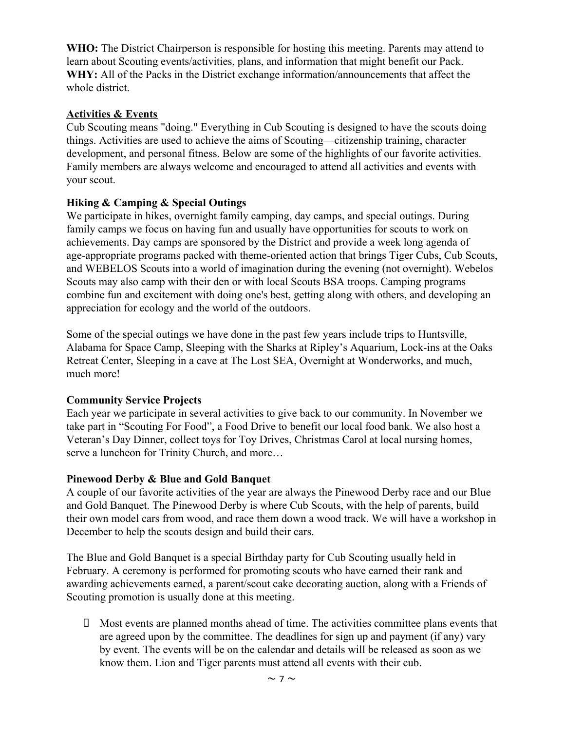**WHO:** The District Chairperson is responsible for hosting this meeting. Parents may attend to learn about Scouting events/activities, plans, and information that might benefit our Pack.
**WHY:** All of the Packs in the District exchange information/announcements that affect the whole district.

## Activities & Events

Cub Scouting means "doing." Everything in Cub Scouting is designed to have the scouts doing things. Activities are used to achieve the aims of Scouting—citizenship training, character development, and personal fitness. Below are some of the highlights of our favorite activities. Family members are always welcome and encouraged to attend all activities and events with your scout.

### Hiking & Camping & Special Outings

We participate in hikes, overnight family camping, day camps, and special outings. During family camps we focus on having fun and usually have opportunities for scouts to work on achievements. Day camps are sponsored by the District and provide a week long agenda of age-appropriate programs packed with theme-oriented action that brings Tiger Cubs, Cub Scouts, and WEBELOS Scouts into a world of imagination during the evening (not overnight). Webelos Scouts may also camp with their den or with local Scouts BSA troops. Camping programs combine fun and excitement with doing one's best, getting along with others, and developing an appreciation for ecology and the world of the outdoors.

Some of the special outings we have done in the past few years include trips to Huntsville, Alabama for Space Camp, Sleeping with the Sharks at Ripley's Aquarium, Lock-ins at the Oaks Retreat Center, Sleeping in a cave at The Lost SEA, Overnight at Wonderworks, and much, much more!

### Community Service Projects

Each year we participate in several activities to give back to our community. In November we take part in "Scouting For Food", a Food Drive to benefit our local food bank. We also host a Veteran's Day Dinner, collect toys for Toy Drives, Christmas Carol at local nursing homes, serve a luncheon for Trinity Church, and more…

### Pinewood Derby & Blue and Gold Banquet

A couple of our favorite activities of the year are always the Pinewood Derby race and our Blue and Gold Banquet. The Pinewood Derby is where Cub Scouts, with the help of parents, build their own model cars from wood, and race them down a wood track. We will have a workshop in December to help the scouts design and build their cars.

The Blue and Gold Banquet is a special Birthday party for Cub Scouting usually held in February. A ceremony is performed for promoting scouts who have earned their rank and awarding achievements earned, a parent/scout cake decorating auction, along with a Friends of Scouting promotion is usually done at this meeting.

- Most events are planned months ahead of time. The activities committee plans events that are agreed upon by the committee. The deadlines for sign up and payment (if any) vary by event. The events will be on the calendar and details will be released as soon as we know them. Lion and Tiger parents must attend all events with their cub.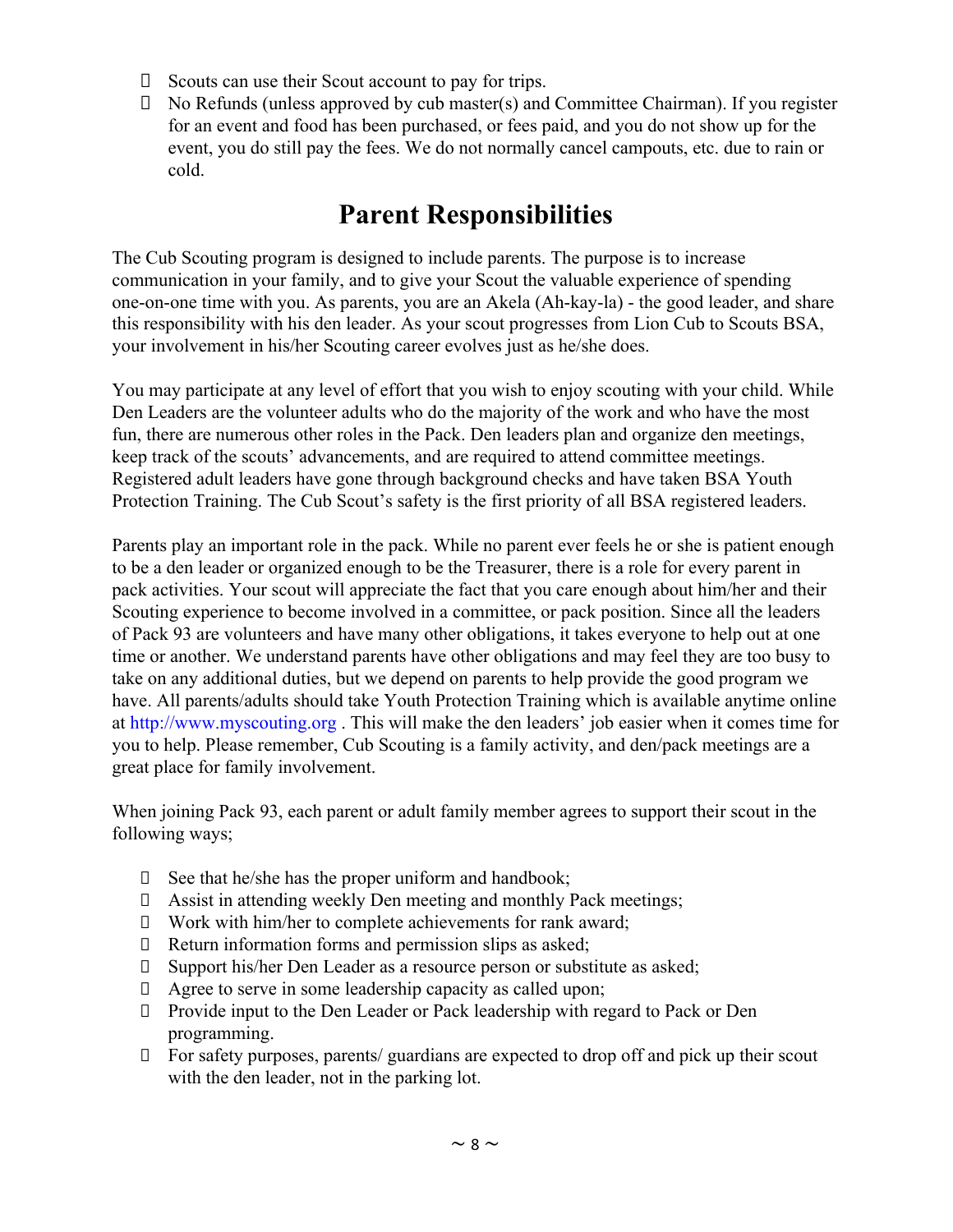- Scouts can use their Scout account to pay for trips.
- No Refunds (unless approved by cub master(s) and Committee Chairman). If you register for an event and food has been purchased, or fees paid, and you do not show up for the event, you do still pay the fees. We do not normally cancel campouts, etc. due to rain or cold.

# Parent Responsibilities

The Cub Scouting program is designed to include parents. The purpose is to increase communication in your family, and to give your Scout the valuable experience of spending one-on-one time with you. As parents, you are an Akela (Ah-kay-la) - the good leader, and share this responsibility with his den leader. As your scout progresses from Lion Cub to Scouts BSA, your involvement in his/her Scouting career evolves just as he/she does.

You may participate at any level of effort that you wish to enjoy scouting with your child. While Den Leaders are the volunteer adults who do the majority of the work and who have the most fun, there are numerous other roles in the Pack. Den leaders plan and organize den meetings, keep track of the scouts' advancements, and are required to attend committee meetings. Registered adult leaders have gone through background checks and have taken BSA Youth Protection Training. The Cub Scout's safety is the first priority of all BSA registered leaders.

Parents play an important role in the pack. While no parent ever feels he or she is patient enough to be a den leader or organized enough to be the Treasurer, there is a role for every parent in pack activities. Your scout will appreciate the fact that you care enough about him/her and their Scouting experience to become involved in a committee, or pack position. Since all the leaders of Pack 93 are volunteers and have many other obligations, it takes everyone to help out at one time or another. We understand parents have other obligations and may feel they are too busy to take on any additional duties, but we depend on parents to help provide the good program we have. All parents/adults should take Youth Protection Training which is available anytime online at http://www.myscouting.org . This will make the den leaders' job easier when it comes time for you to help. Please remember, Cub Scouting is a family activity, and den/pack meetings are a great place for family involvement.

When joining Pack 93, each parent or adult family member agrees to support their scout in the following ways;

- See that he/she has the proper uniform and handbook;
- Assist in attending weekly Den meeting and monthly Pack meetings;
- Work with him/her to complete achievements for rank award;
- Return information forms and permission slips as asked;
- Support his/her Den Leader as a resource person or substitute as asked;
- Agree to serve in some leadership capacity as called upon;
- Provide input to the Den Leader or Pack leadership with regard to Pack or Den programming.
- For safety purposes, parents/ guardians are expected to drop off and pick up their scout with the den leader, not in the parking lot.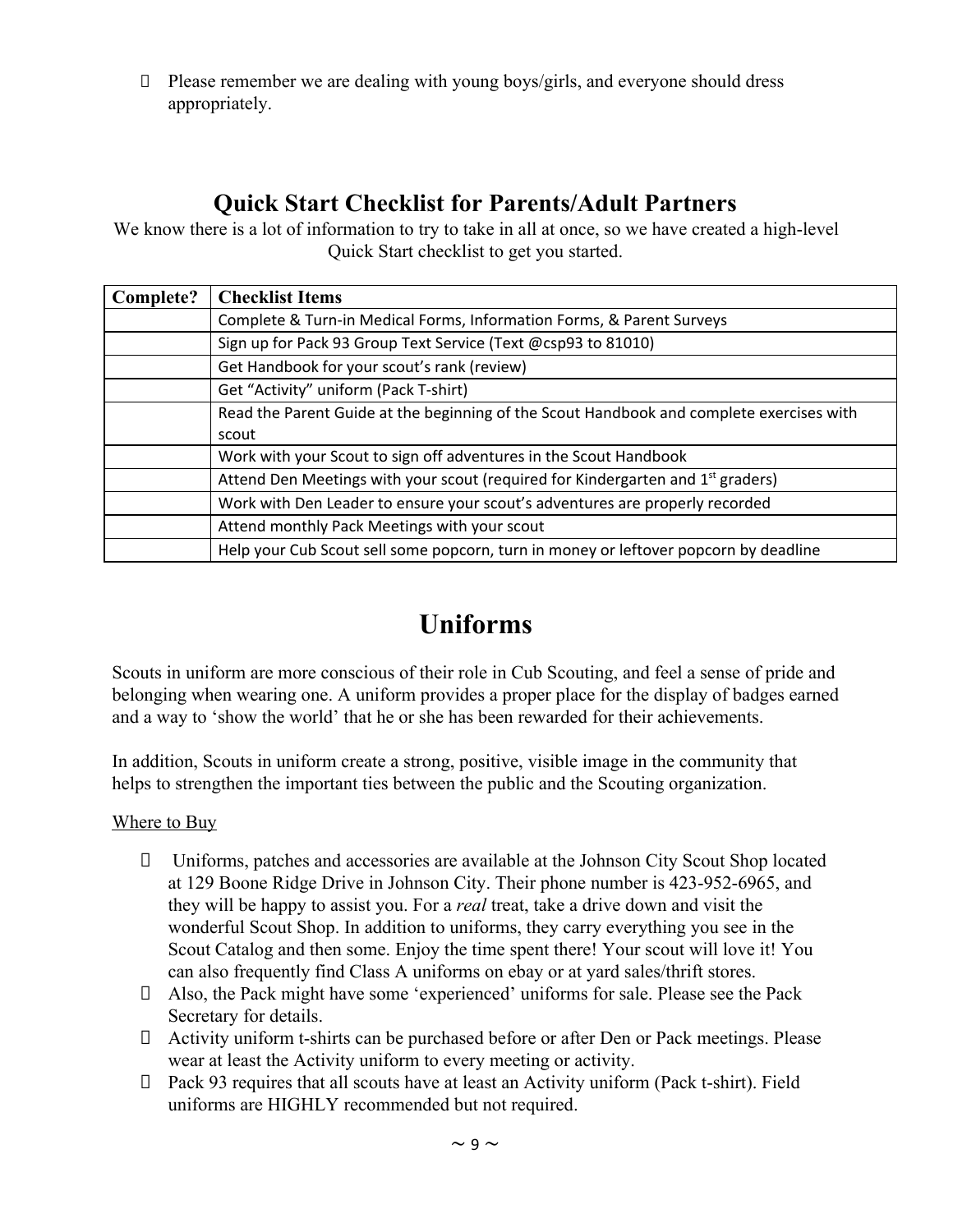- Please remember we are dealing with young boys/girls, and everyone should dress appropriately.

## Quick Start Checklist for Parents/Adult Partners

We know there is a lot of information to try to take in all at once, so we have created a high-level Quick Start checklist to get you started.

| Complete? | Checklist Items |
|---|---|
| | Complete & Turn-in Medical Forms, Information Forms, & Parent Surveys |
| | Sign up for Pack 93 Group Text Service (Text @csp93 to 81010) |
| | Get Handbook for your scout's rank (review) |
| | Get "Activity" uniform (Pack T-shirt) |
| | Read the Parent Guide at the beginning of the Scout Handbook and complete exercises with scout |
| | Work with your Scout to sign off adventures in the Scout Handbook |
| | Attend Den Meetings with your scout (required for Kindergarten and 1st graders) |
| | Work with Den Leader to ensure your scout's adventures are properly recorded |
| | Attend monthly Pack Meetings with your scout |
| | Help your Cub Scout sell some popcorn, turn in money or leftover popcorn by deadline |

# Uniforms

Scouts in uniform are more conscious of their role in Cub Scouting, and feel a sense of pride and belonging when wearing one. A uniform provides a proper place for the display of badges earned and a way to 'show the world' that he or she has been rewarded for their achievements.

In addition, Scouts in uniform create a strong, positive, visible image in the community that helps to strengthen the important ties between the public and the Scouting organization.

Where to Buy

- Uniforms, patches and accessories are available at the Johnson City Scout Shop located at 129 Boone Ridge Drive in Johnson City. Their phone number is 423-952-6965, and they will be happy to assist you. For a *real* treat, take a drive down and visit the wonderful Scout Shop. In addition to uniforms, they carry everything you see in the Scout Catalog and then some. Enjoy the time spent there! Your scout will love it! You can also frequently find Class A uniforms on ebay or at yard sales/thrift stores.
- Also, the Pack might have some 'experienced' uniforms for sale. Please see the Pack Secretary for details.
- Activity uniform t-shirts can be purchased before or after Den or Pack meetings. Please wear at least the Activity uniform to every meeting or activity.
- Pack 93 requires that all scouts have at least an Activity uniform (Pack t-shirt). Field uniforms are HIGHLY recommended but not required.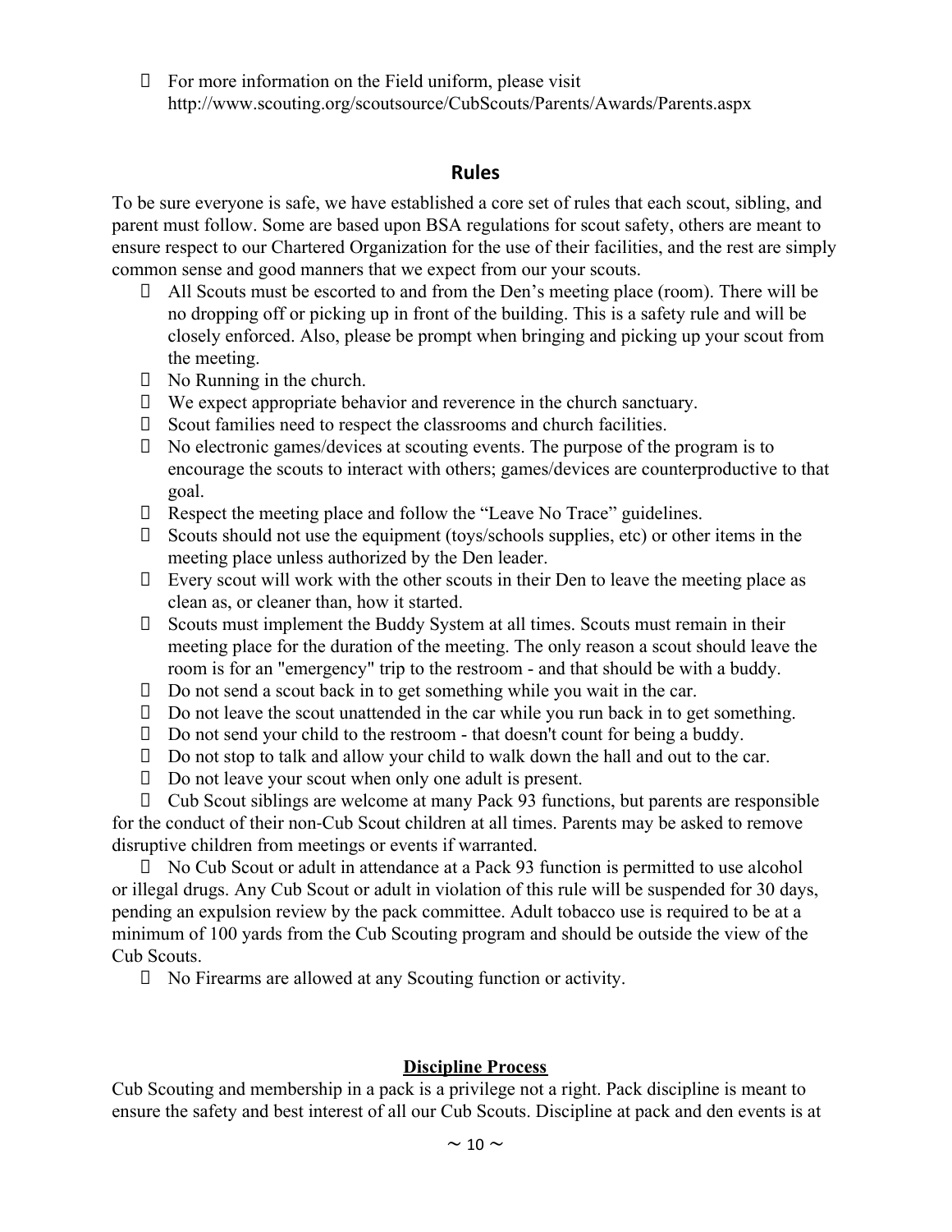- For more information on the Field uniform, please visit http://www.scouting.org/scoutsource/CubScouts/Parents/Awards/Parents.aspx

## Rules

To be sure everyone is safe, we have established a core set of rules that each scout, sibling, and parent must follow. Some are based upon BSA regulations for scout safety, others are meant to ensure respect to our Chartered Organization for the use of their facilities, and the rest are simply common sense and good manners that we expect from our your scouts.

- All Scouts must be escorted to and from the Den's meeting place (room). There will be no dropping off or picking up in front of the building. This is a safety rule and will be closely enforced. Also, please be prompt when bringing and picking up your scout from the meeting.
- No Running in the church.
- We expect appropriate behavior and reverence in the church sanctuary.
- Scout families need to respect the classrooms and church facilities.
- No electronic games/devices at scouting events. The purpose of the program is to encourage the scouts to interact with others; games/devices are counterproductive to that goal.
- Respect the meeting place and follow the "Leave No Trace" guidelines.
- Scouts should not use the equipment (toys/schools supplies, etc) or other items in the meeting place unless authorized by the Den leader.
- Every scout will work with the other scouts in their Den to leave the meeting place as clean as, or cleaner than, how it started.
- Scouts must implement the Buddy System at all times. Scouts must remain in their meeting place for the duration of the meeting. The only reason a scout should leave the room is for an "emergency" trip to the restroom - and that should be with a buddy.
- Do not send a scout back in to get something while you wait in the car.
- Do not leave the scout unattended in the car while you run back in to get something.
- Do not send your child to the restroom - that doesn't count for being a buddy.
- Do not stop to talk and allow your child to walk down the hall and out to the car.
- Do not leave your scout when only one adult is present.
- Cub Scout siblings are welcome at many Pack 93 functions, but parents are responsible for the conduct of their non-Cub Scout children at all times. Parents may be asked to remove disruptive children from meetings or events if warranted.
- No Cub Scout or adult in attendance at a Pack 93 function is permitted to use alcohol or illegal drugs. Any Cub Scout or adult in violation of this rule will be suspended for 30 days, pending an expulsion review by the pack committee. Adult tobacco use is required to be at a minimum of 100 yards from the Cub Scouting program and should be outside the view of the Cub Scouts.
- No Firearms are allowed at any Scouting function or activity.

### Discipline Process

Cub Scouting and membership in a pack is a privilege not a right. Pack discipline is meant to ensure the safety and best interest of all our Cub Scouts. Discipline at pack and den events is at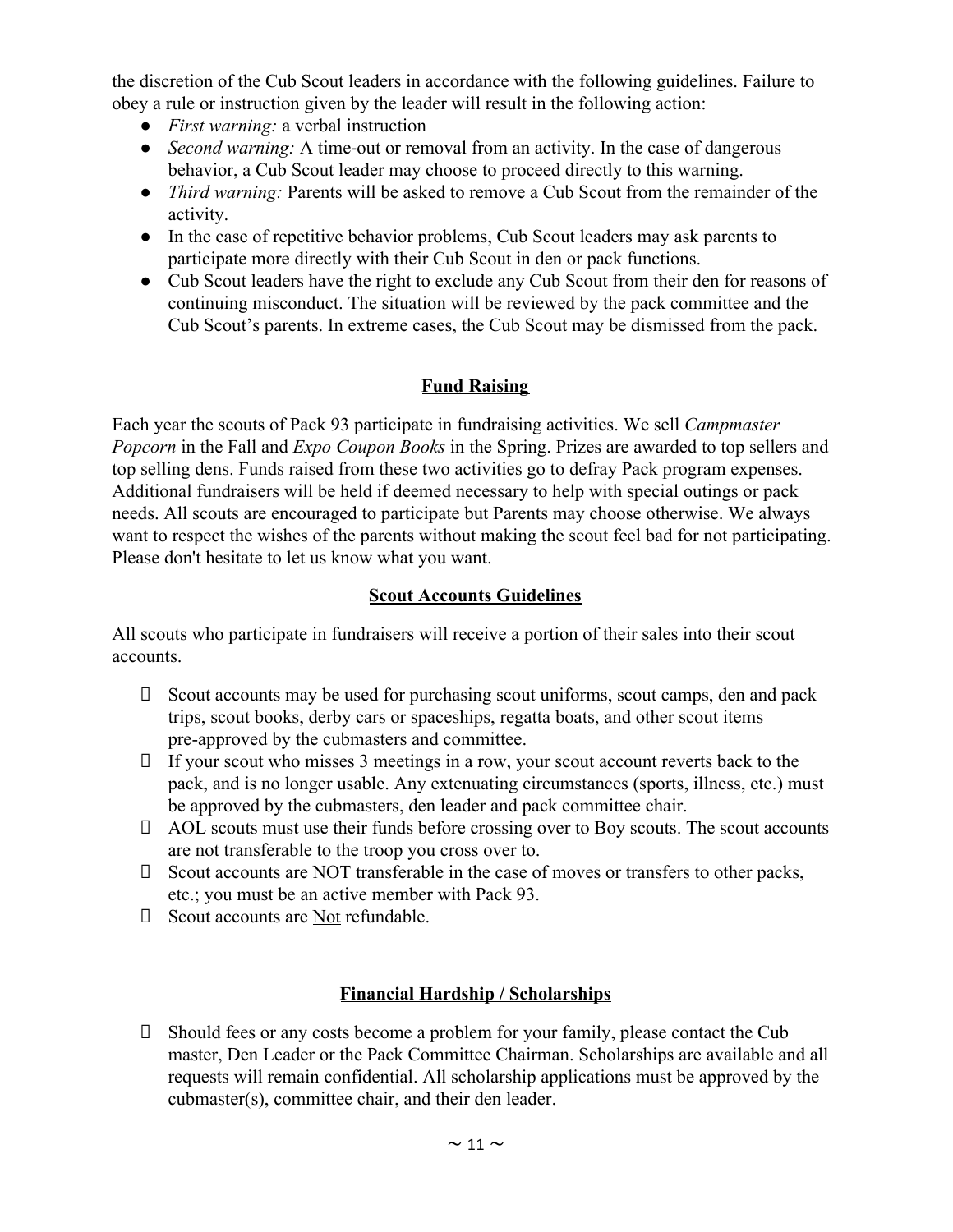the discretion of the Cub Scout leaders in accordance with the following guidelines. Failure to obey a rule or instruction given by the leader will result in the following action:

- *First warning:* a verbal instruction
- *Second warning:* A time-out or removal from an activity. In the case of dangerous behavior, a Cub Scout leader may choose to proceed directly to this warning.
- *Third warning:* Parents will be asked to remove a Cub Scout from the remainder of the activity.
- In the case of repetitive behavior problems, Cub Scout leaders may ask parents to participate more directly with their Cub Scout in den or pack functions.
- Cub Scout leaders have the right to exclude any Cub Scout from their den for reasons of continuing misconduct. The situation will be reviewed by the pack committee and the Cub Scout's parents. In extreme cases, the Cub Scout may be dismissed from the pack.

## Fund Raising

Each year the scouts of Pack 93 participate in fundraising activities. We sell *Campmaster Popcorn* in the Fall and *Expo Coupon Books* in the Spring. Prizes are awarded to top sellers and top selling dens. Funds raised from these two activities go to defray Pack program expenses. Additional fundraisers will be held if deemed necessary to help with special outings or pack needs. All scouts are encouraged to participate but Parents may choose otherwise. We always want to respect the wishes of the parents without making the scout feel bad for not participating. Please don't hesitate to let us know what you want.

## Scout Accounts Guidelines

All scouts who participate in fundraisers will receive a portion of their sales into their scout accounts.

- Scout accounts may be used for purchasing scout uniforms, scout camps, den and pack trips, scout books, derby cars or spaceships, regatta boats, and other scout items pre-approved by the cubmasters and committee.
- If your scout who misses 3 meetings in a row, your scout account reverts back to the pack, and is no longer usable. Any extenuating circumstances (sports, illness, etc.) must be approved by the cubmasters, den leader and pack committee chair.
- AOL scouts must use their funds before crossing over to Boy scouts. The scout accounts are not transferable to the troop you cross over to.
- Scout accounts are <u>NOT</u> transferable in the case of moves or transfers to other packs, etc.; you must be an active member with Pack 93.
- Scout accounts are <u>Not</u> refundable.

## Financial Hardship / Scholarships

- Should fees or any costs become a problem for your family, please contact the Cub master, Den Leader or the Pack Committee Chairman. Scholarships are available and all requests will remain confidential. All scholarship applications must be approved by the cubmaster(s), committee chair, and their den leader.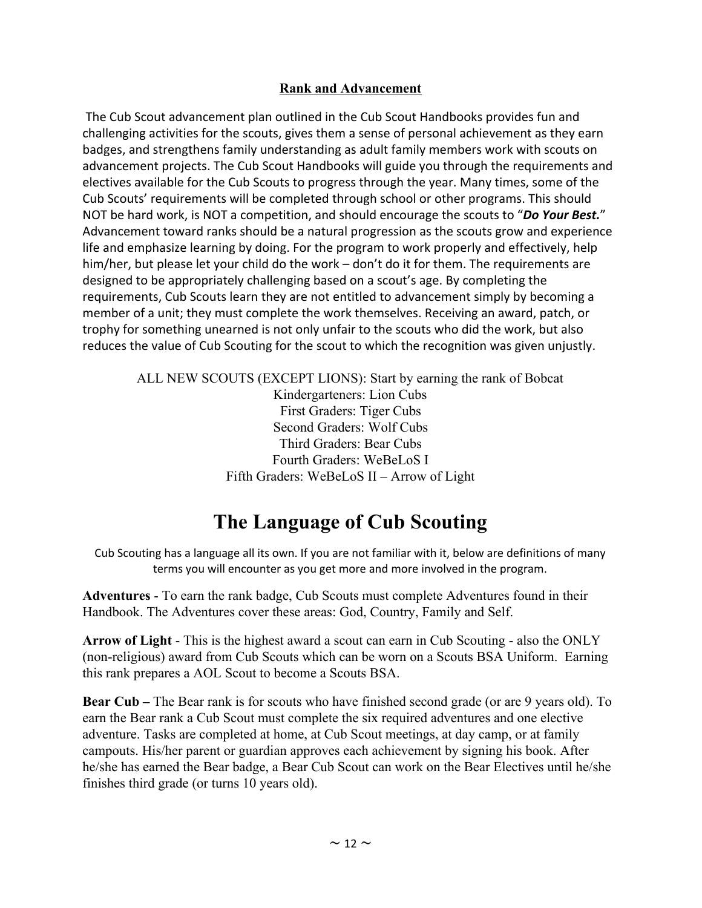## Rank and Advancement

The Cub Scout advancement plan outlined in the Cub Scout Handbooks provides fun and challenging activities for the scouts, gives them a sense of personal achievement as they earn badges, and strengthens family understanding as adult family members work with scouts on advancement projects. The Cub Scout Handbooks will guide you through the requirements and electives available for the Cub Scouts to progress through the year. Many times, some of the Cub Scouts' requirements will be completed through school or other programs. This should NOT be hard work, is NOT a competition, and should encourage the scouts to "***Do Your Best.***" Advancement toward ranks should be a natural progression as the scouts grow and experience life and emphasize learning by doing. For the program to work properly and effectively, help him/her, but please let your child do the work – don't do it for them. The requirements are designed to be appropriately challenging based on a scout's age. By completing the requirements, Cub Scouts learn they are not entitled to advancement simply by becoming a member of a unit; they must complete the work themselves. Receiving an award, patch, or trophy for something unearned is not only unfair to the scouts who did the work, but also reduces the value of Cub Scouting for the scout to which the recognition was given unjustly.

ALL NEW SCOUTS (EXCEPT LIONS): Start by earning the rank of Bobcat
Kindergarteners: Lion Cubs
First Graders: Tiger Cubs
Second Graders: Wolf Cubs
Third Graders: Bear Cubs
Fourth Graders: WeBeLoS I
Fifth Graders: WeBeLoS II – Arrow of Light

# The Language of Cub Scouting

Cub Scouting has a language all its own. If you are not familiar with it, below are definitions of many terms you will encounter as you get more and more involved in the program.

**Adventures** - To earn the rank badge, Cub Scouts must complete Adventures found in their Handbook. The Adventures cover these areas: God, Country, Family and Self.

**Arrow of Light** - This is the highest award a scout can earn in Cub Scouting - also the ONLY (non-religious) award from Cub Scouts which can be worn on a Scouts BSA Uniform. Earning this rank prepares a AOL Scout to become a Scouts BSA.

**Bear Cub –** The Bear rank is for scouts who have finished second grade (or are 9 years old). To earn the Bear rank a Cub Scout must complete the six required adventures and one elective adventure. Tasks are completed at home, at Cub Scout meetings, at day camp, or at family campouts. His/her parent or guardian approves each achievement by signing his book. After he/she has earned the Bear badge, a Bear Cub Scout can work on the Bear Electives until he/she finishes third grade (or turns 10 years old).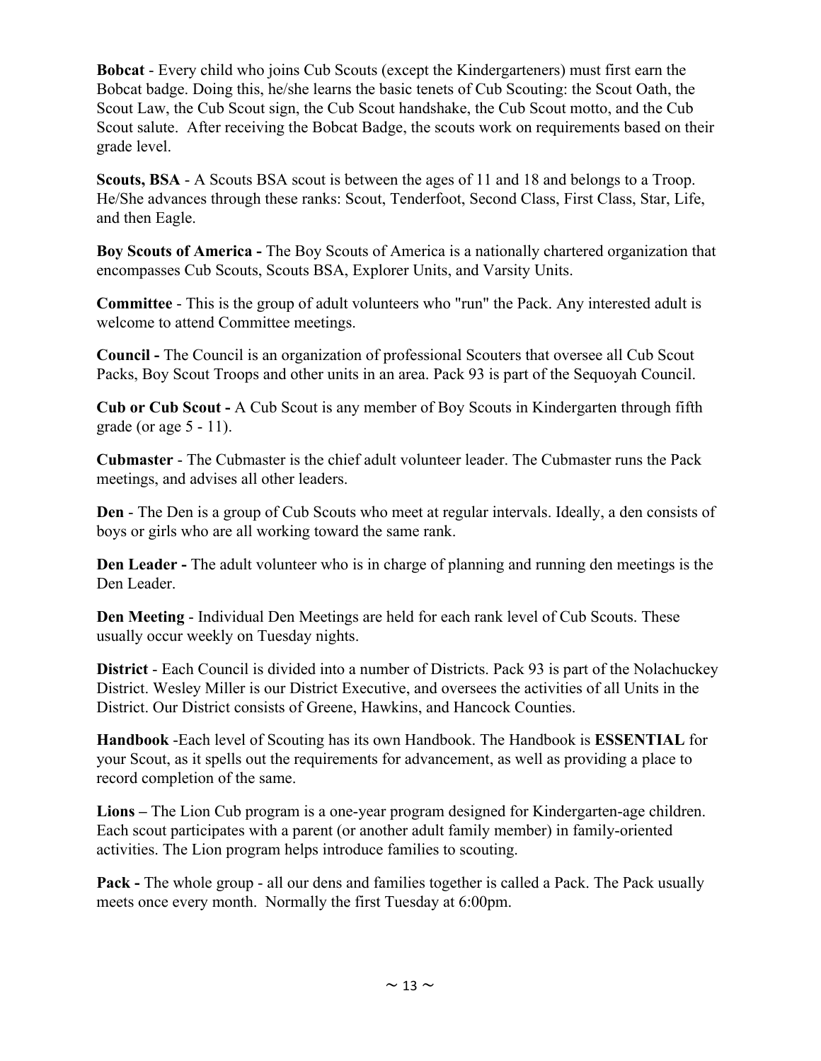**Bobcat** - Every child who joins Cub Scouts (except the Kindergarteners) must first earn the Bobcat badge. Doing this, he/she learns the basic tenets of Cub Scouting: the Scout Oath, the Scout Law, the Cub Scout sign, the Cub Scout handshake, the Cub Scout motto, and the Cub Scout salute. After receiving the Bobcat Badge, the scouts work on requirements based on their grade level.

**Scouts, BSA** - A Scouts BSA scout is between the ages of 11 and 18 and belongs to a Troop. He/She advances through these ranks: Scout, Tenderfoot, Second Class, First Class, Star, Life, and then Eagle.

**Boy Scouts of America -** The Boy Scouts of America is a nationally chartered organization that encompasses Cub Scouts, Scouts BSA, Explorer Units, and Varsity Units.

**Committee** - This is the group of adult volunteers who "run" the Pack. Any interested adult is welcome to attend Committee meetings.

**Council -** The Council is an organization of professional Scouters that oversee all Cub Scout Packs, Boy Scout Troops and other units in an area. Pack 93 is part of the Sequoyah Council.

**Cub or Cub Scout -** A Cub Scout is any member of Boy Scouts in Kindergarten through fifth grade (or age 5 - 11).

**Cubmaster** - The Cubmaster is the chief adult volunteer leader. The Cubmaster runs the Pack meetings, and advises all other leaders.

**Den** - The Den is a group of Cub Scouts who meet at regular intervals. Ideally, a den consists of boys or girls who are all working toward the same rank.

**Den Leader -** The adult volunteer who is in charge of planning and running den meetings is the Den Leader.

**Den Meeting** - Individual Den Meetings are held for each rank level of Cub Scouts. These usually occur weekly on Tuesday nights.

**District** - Each Council is divided into a number of Districts. Pack 93 is part of the Nolachuckey District. Wesley Miller is our District Executive, and oversees the activities of all Units in the District. Our District consists of Greene, Hawkins, and Hancock Counties.

**Handbook** -Each level of Scouting has its own Handbook. The Handbook is **ESSENTIAL** for your Scout, as it spells out the requirements for advancement, as well as providing a place to record completion of the same.

**Lions –** The Lion Cub program is a one-year program designed for Kindergarten-age children. Each scout participates with a parent (or another adult family member) in family-oriented activities. The Lion program helps introduce families to scouting.

**Pack -** The whole group - all our dens and families together is called a Pack. The Pack usually meets once every month. Normally the first Tuesday at 6:00pm.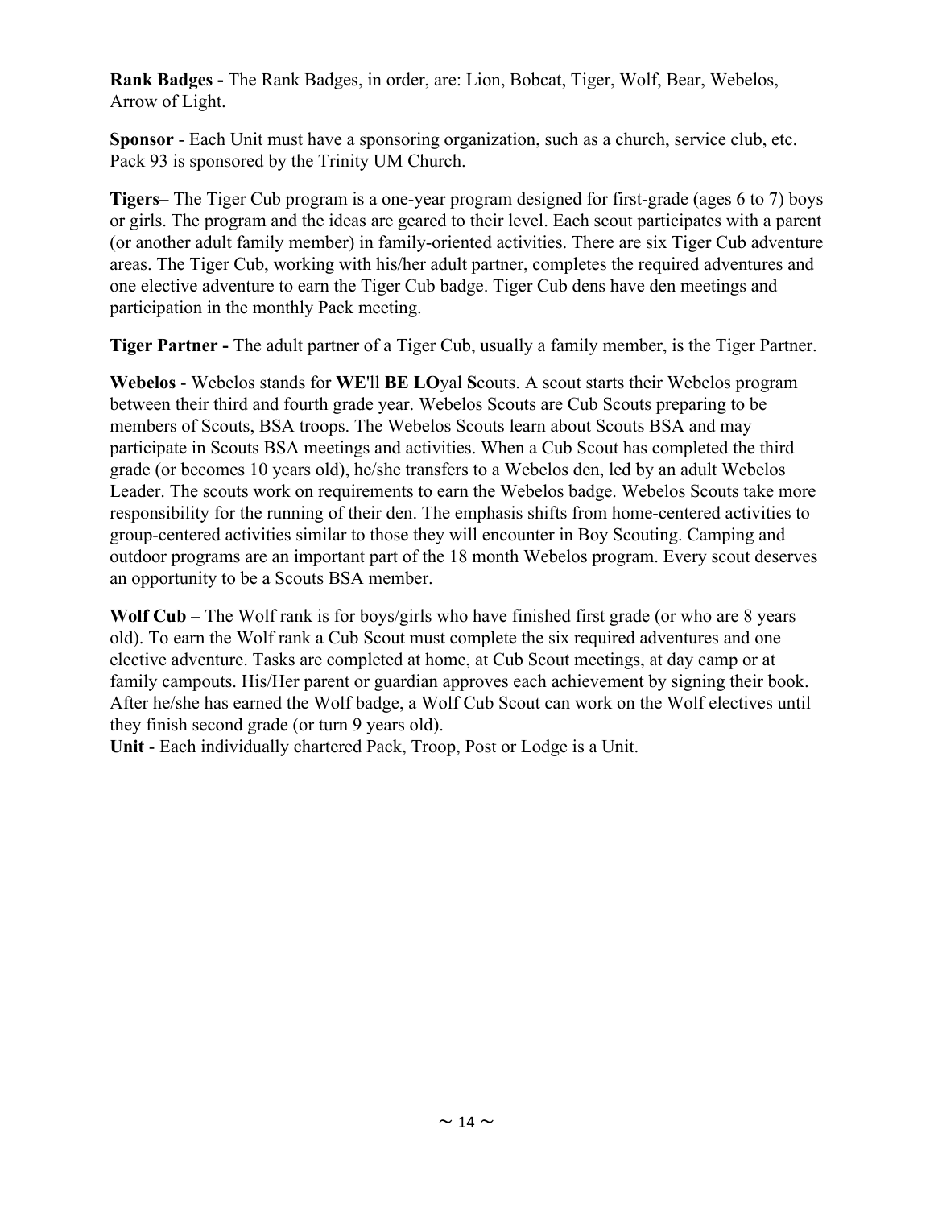**Rank Badges -** The Rank Badges, in order, are: Lion, Bobcat, Tiger, Wolf, Bear, Webelos, Arrow of Light.

**Sponsor** - Each Unit must have a sponsoring organization, such as a church, service club, etc. Pack 93 is sponsored by the Trinity UM Church.

**Tigers**– The Tiger Cub program is a one-year program designed for first-grade (ages 6 to 7) boys or girls. The program and the ideas are geared to their level. Each scout participates with a parent (or another adult family member) in family-oriented activities. There are six Tiger Cub adventure areas. The Tiger Cub, working with his/her adult partner, completes the required adventures and one elective adventure to earn the Tiger Cub badge. Tiger Cub dens have den meetings and participation in the monthly Pack meeting.

**Tiger Partner -** The adult partner of a Tiger Cub, usually a family member, is the Tiger Partner.

**Webelos** - Webelos stands for **WE**'ll **BE LO**yal **S**couts. A scout starts their Webelos program between their third and fourth grade year. Webelos Scouts are Cub Scouts preparing to be members of Scouts, BSA troops. The Webelos Scouts learn about Scouts BSA and may participate in Scouts BSA meetings and activities. When a Cub Scout has completed the third grade (or becomes 10 years old), he/she transfers to a Webelos den, led by an adult Webelos Leader. The scouts work on requirements to earn the Webelos badge. Webelos Scouts take more responsibility for the running of their den. The emphasis shifts from home-centered activities to group-centered activities similar to those they will encounter in Boy Scouting. Camping and outdoor programs are an important part of the 18 month Webelos program. Every scout deserves an opportunity to be a Scouts BSA member.

**Wolf Cub** – The Wolf rank is for boys/girls who have finished first grade (or who are 8 years old). To earn the Wolf rank a Cub Scout must complete the six required adventures and one elective adventure. Tasks are completed at home, at Cub Scout meetings, at day camp or at family campouts. His/Her parent or guardian approves each achievement by signing their book. After he/she has earned the Wolf badge, a Wolf Cub Scout can work on the Wolf electives until they finish second grade (or turn 9 years old).

**Unit** - Each individually chartered Pack, Troop, Post or Lodge is a Unit.